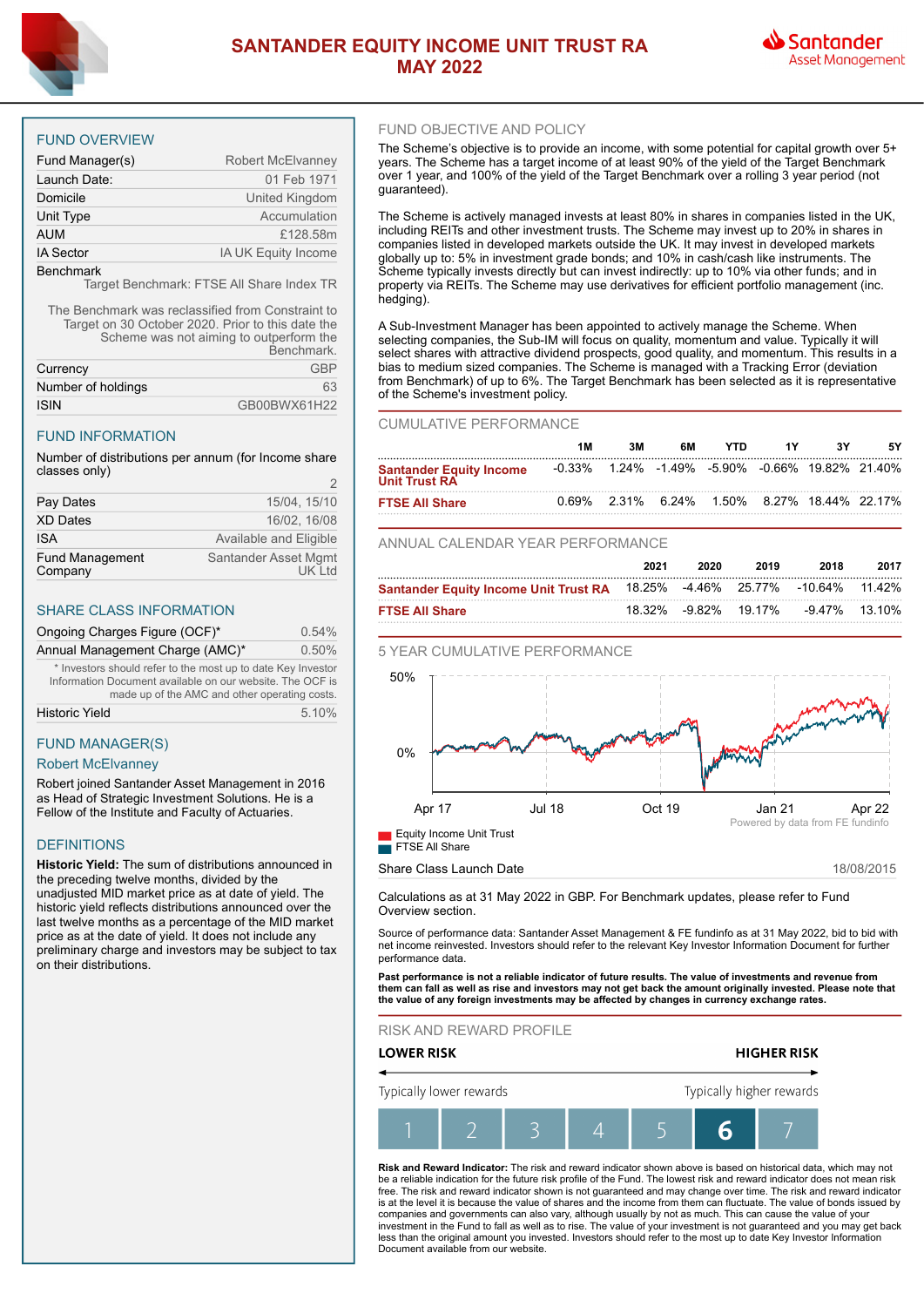# SANTANDER EQUITY INCOME UNIT TRUST RA
# MAY 2022

Santander Asset Management

## FUND OVERVIEW

| | |
|---|---|
| Fund Manager(s) | Robert McElvanney |
| Launch Date: | 01 Feb 1971 |
| Domicile | United Kingdom |
| Unit Type | Accumulation |
| AUM | £128.58m |
| IA Sector | IA UK Equity Income |
| Benchmark | Target Benchmark: FTSE All Share Index TR |

The Benchmark was reclassified from Constraint to Target on 30 October 2020. Prior to this date the Scheme was not aiming to outperform the Benchmark.

| | |
|---|---|
| Currency | GBP |
| Number of holdings | 63 |
| ISIN | GB00BWX61H22 |

## FUND INFORMATION

| | |
|---|---|
| Number of distributions per annum (for Income share classes only) | 2 |
| Pay Dates | 15/04, 15/10 |
| XD Dates | 16/02, 16/08 |
| ISA | Available and Eligible |
| Fund Management Company | Santander Asset Mgmt UK Ltd |

## SHARE CLASS INFORMATION

| | |
|---|---|
| Ongoing Charges Figure (OCF)* | 0.54% |
| Annual Management Charge (AMC)* | 0.50% |

\* Investors should refer to the most up to date Key Investor Information Document available on our website. The OCF is made up of the AMC and other operating costs.

| | |
|---|---|
| Historic Yield | 5.10% |

## FUND MANAGER(S)

### Robert McElvanney

Robert joined Santander Asset Management in 2016 as Head of Strategic Investment Solutions. He is a Fellow of the Institute and Faculty of Actuaries.

## DEFINITIONS

**Historic Yield:** The sum of distributions announced in the preceding twelve months, divided by the unadjusted MID market price as at date of yield. The historic yield reflects distributions announced over the last twelve months as a percentage of the MID market price as at the date of yield. It does not include any preliminary charge and investors may be subject to tax on their distributions.

## FUND OBJECTIVE AND POLICY

The Scheme's objective is to provide an income, with some potential for capital growth over 5+ years. The Scheme has a target income of at least 90% of the yield of the Target Benchmark over 1 year, and 100% of the yield of the Target Benchmark over a rolling 3 year period (not guaranteed).

The Scheme is actively managed invests at least 80% in shares in companies listed in the UK, including REITs and other investment trusts. The Scheme may invest up to 20% in shares in companies listed in developed markets outside the UK. It may invest in developed markets globally up to: 5% in investment grade bonds; and 10% in cash/cash like instruments. The Scheme typically invests directly but can invest indirectly: up to 10% via other funds; and in property via REITs. The Scheme may use derivatives for efficient portfolio management (inc. hedging).

A Sub-Investment Manager has been appointed to actively manage the Scheme. When selecting companies, the Sub-IM will focus on quality, momentum and value. Typically it will select shares with attractive dividend prospects, good quality, and momentum. This results in a bias to medium sized companies. The Scheme is managed with a Tracking Error (deviation from Benchmark) of up to 6%. The Target Benchmark has been selected as it is representative of the Scheme's investment policy.

## CUMULATIVE PERFORMANCE

| | 1M | 3M | 6M | YTD | 1Y | 3Y | 5Y |
|---|---|---|---|---|---|---|---|
| Santander Equity Income Unit Trust RA | -0.33% | 1.24% | -1.49% | -5.90% | -0.66% | 19.82% | 21.40% |
| FTSE All Share | 0.69% | 2.31% | 6.24% | 1.50% | 8.27% | 18.44% | 22.17% |

## ANNUAL CALENDAR YEAR PERFORMANCE

| | 2021 | 2020 | 2019 | 2018 | 2017 |
|---|---|---|---|---|---|
| Santander Equity Income Unit Trust RA | 18.25% | -4.46% | 25.77% | -10.64% | 11.42% |
| FTSE All Share | 18.32% | -9.82% | 19.17% | -9.47% | 13.10% |

## 5 YEAR CUMULATIVE PERFORMANCE

50%

0%

Apr 17 | Jul 18 | Oct 19 | Jan 21 | Apr 22

Powered by data from FE fundinfo

- Equity Income Unit Trust
- FTSE All Share

| | |
|---|---|
| Share Class Launch Date | 18/08/2015 |

Calculations as at 31 May 2022 in GBP. For Benchmark updates, please refer to Fund Overview section.

Source of performance data: Santander Asset Management & FE fundinfo as at 31 May 2022, bid to bid with net income reinvested. Investors should refer to the relevant Key Investor Information Document for further performance data.

**Past performance is not a reliable indicator of future results. The value of investments and revenue from them can fall as well as rise and investors may not get back the amount originally invested. Please note that the value of any foreign investments may be affected by changes in currency exchange rates.**

## RISK AND REWARD PROFILE

**LOWER RISK** — **HIGHER RISK**

Typically lower rewards — Typically higher rewards

| 1 | 2 | 3 | 4 | 5 | **6** | 7 |
|---|---|---|---|---|---|---|

**Risk and Reward Indicator:** The risk and reward indicator shown above is based on historical data, which may not be a reliable indication for the future risk profile of the Fund. The lowest risk and reward indicator does not mean risk free. The risk and reward indicator shown is not guaranteed and may change over time. The risk and reward indicator is at the level it is because the value of shares and the income from them can fluctuate. The value of bonds issued by companies and governments can also vary, although usually by not as much. This can cause the value of your investment in the Fund to fall as well as to rise. The value of your investment is not guaranteed and you may get back less than the original amount you invested. Investors should refer to the most up to date Key Investor Information Document available from our website.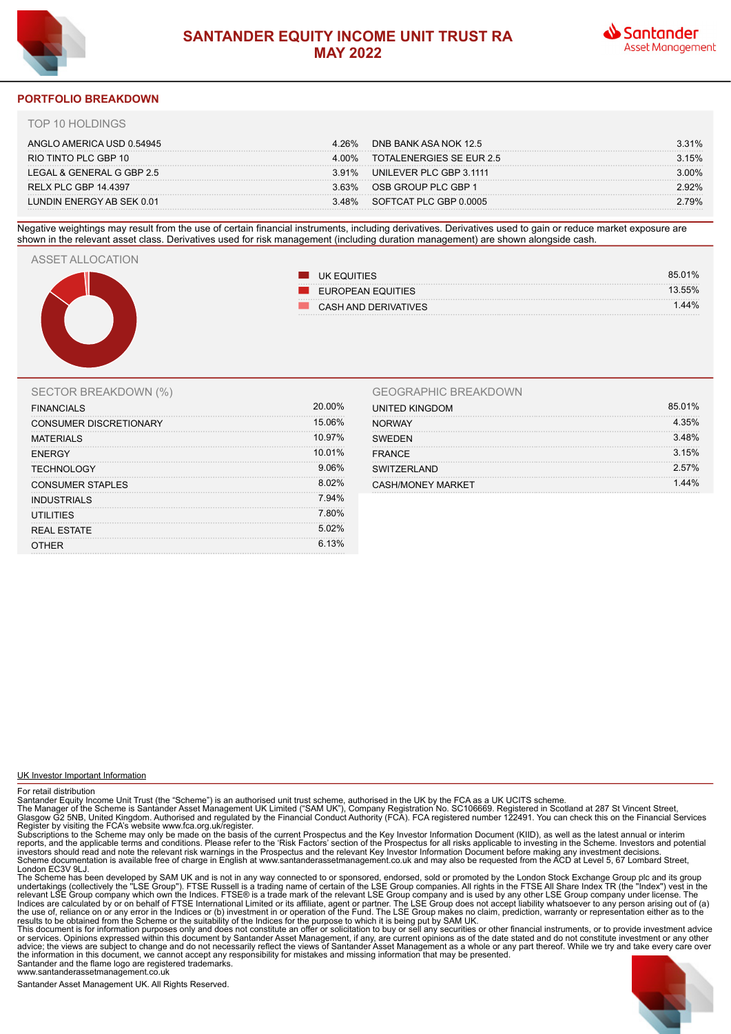## PORTFOLIO BREAKDOWN

### TOP 10 HOLDINGS

| | | | |
|---|---|---|---|
| ANGLO AMERICA USD 0.54945 | 4.26% | DNB BANK ASA NOK 12.5 | 3.31% |
| RIO TINTO PLC GBP 10 | 4.00% | TOTALENERGIES SE EUR 2.5 | 3.15% |
| LEGAL & GENERAL G GBP 2.5 | 3.91% | UNILEVER PLC GBP 3.1111 | 3.00% |
| RELX PLC GBP 14.4397 | 3.63% | OSB GROUP PLC GBP 1 | 2.92% |
| LUNDIN ENERGY AB SEK 0.01 | 3.48% | SOFTCAT PLC GBP 0.0005 | 2.79% |

Negative weightings may result from the use of certain financial instruments, including derivatives. Derivatives used to gain or reduce market exposure are shown in the relevant asset class. Derivatives used for risk management (including duration management) are shown alongside cash.

### ASSET ALLOCATION

| | |
|---|---|
| UK EQUITIES | 85.01% |
| EUROPEAN EQUITIES | 13.55% |
| CASH AND DERIVATIVES | 1.44% |

### SECTOR BREAKDOWN (%)

| | |
|---|---|
| FINANCIALS | 20.00% |
| CONSUMER DISCRETIONARY | 15.06% |
| MATERIALS | 10.97% |
| ENERGY | 10.01% |
| TECHNOLOGY | 9.06% |
| CONSUMER STAPLES | 8.02% |
| INDUSTRIALS | 7.94% |
| UTILITIES | 7.80% |
| REAL ESTATE | 5.02% |
| OTHER | 6.13% |

### GEOGRAPHIC BREAKDOWN

| | |
|---|---|
| UNITED KINGDOM | 85.01% |
| NORWAY | 4.35% |
| SWEDEN | 3.48% |
| FRANCE | 3.15% |
| SWITZERLAND | 2.57% |
| CASH/MONEY MARKET | 1.44% |

UK Investor Important Information

For retail distribution
Santander Equity Income Unit Trust (the “Scheme”) is an authorised unit trust scheme, authorised in the UK by the FCA as a UK UCITS scheme.
The Manager of the Scheme is Santander Asset Management UK Limited (“SAM UK”), Company Registration No. SC106669. Registered in Scotland at 287 St Vincent Street, Glasgow G2 5NB, United Kingdom. Authorised and regulated by the Financial Conduct Authority (FCA). FCA registered number 122491. You can check this on the Financial Services Register by visiting the FCA's website www.fca.org.uk/register.
Subscriptions to the Scheme may only be made on the basis of the current Prospectus and the Key Investor Information Document (KIID), as well as the latest annual or interim reports, and the applicable terms and conditions. Please refer to the ‘Risk Factors’ section of the Prospectus for all risks applicable to investing in the Scheme. Investors and potential investors should read and note the relevant risk warnings in the Prospectus and the relevant Key Investor Information Document before making any investment decisions.
Scheme documentation is available free of charge in English at www.santanderassetmanagement.co.uk and may also be requested from the ACD at Level 5, 67 Lombard Street, London EC3V 9LJ.
The Scheme has been developed by SAM UK and is not in any way connected to or sponsored, endorsed, sold or promoted by the London Stock Exchange Group plc and its group undertakings (collectively the "LSE Group"). FTSE Russell is a trading name of certain of the LSE Group companies. All rights in the FTSE All Share Index TR (the "Index") vest in the relevant LSE Group company which own the Indices. FTSE® is a trade mark of the relevant LSE Group company and is used by any other LSE Group company under license. The Indices are calculated by or on behalf of FTSE International Limited or its affiliate, agent or partner. The LSE Group does not accept liability whatsoever to any person arising out of (a) the use of, reliance on or any error in the Indices or (b) investment in or operation of the Fund. The LSE Group makes no claim, prediction, warranty or representation either as to the results to be obtained from the Scheme or the suitability of the Indices for the purpose to which it is being put by SAM UK.
This document is for information purposes only and does not constitute an offer or solicitation to buy or sell any securities or other financial instruments, or to provide investment advice or services. Opinions expressed within this document by Santander Asset Management, if any, are current opinions as of the date stated and do not constitute investment or any other advice; the views are subject to change and do not necessarily reflect the views of Santander Asset Management as a whole or any part thereof. While we try and take every care over the information in this document, we cannot accept any responsibility for mistakes and missing information that may be presented.
Santander and the flame logo are registered trademarks.
www.santanderassetmanagement.co.uk

Santander Asset Management UK. All Rights Reserved.